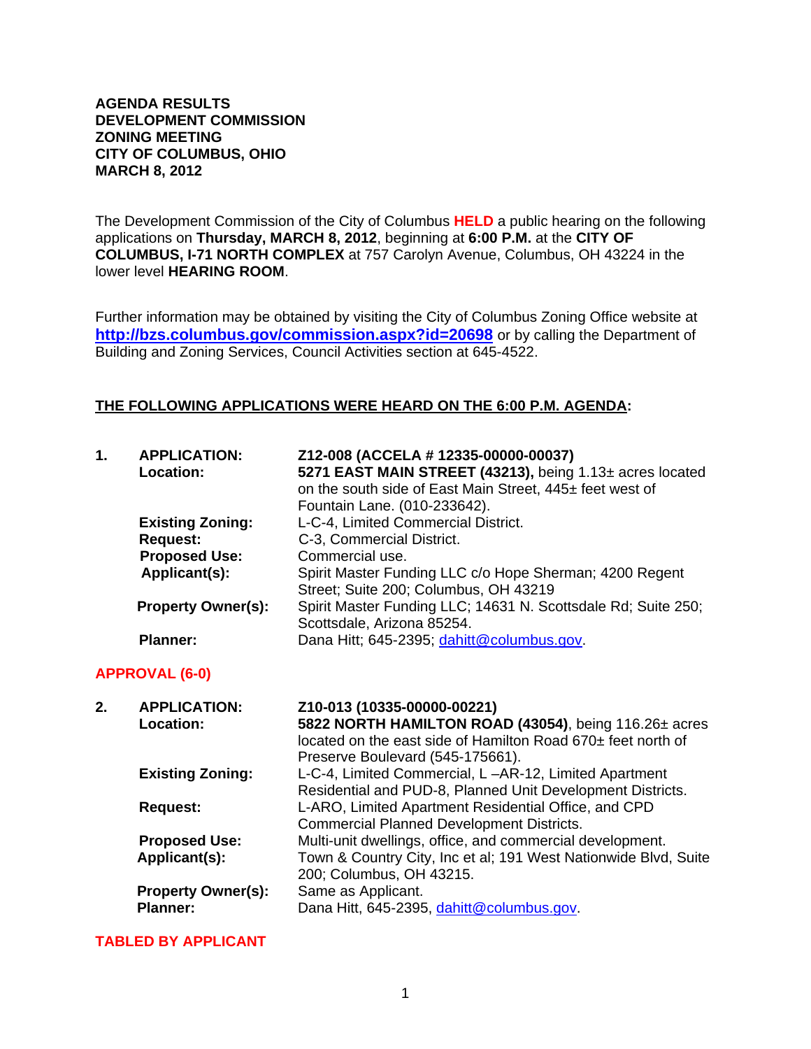**AGENDA RESULTS**
**DEVELOPMENT COMMISSION**
**ZONING MEETING**
**CITY OF COLUMBUS, OHIO**
**MARCH 8, 2012**

The Development Commission of the City of Columbus **HELD** a public hearing on the following applications on **Thursday, MARCH 8, 2012**, beginning at **6:00 P.M.** at the **CITY OF COLUMBUS, I-71 NORTH COMPLEX** at 757 Carolyn Avenue, Columbus, OH 43224 in the lower level **HEARING ROOM**.

Further information may be obtained by visiting the City of Columbus Zoning Office website at **http://bzs.columbus.gov/commission.aspx?id=20698** or by calling the Department of Building and Zoning Services, Council Activities section at 645-4522.

**THE FOLLOWING APPLICATIONS WERE HEARD ON THE 6:00 P.M. AGENDA:**

**1. APPLICATION:** **Z12-008 (ACCELA # 12335-00000-00037)**
**Location:** **5271 EAST MAIN STREET (43213),** being 1.13± acres located on the south side of East Main Street, 445± feet west of Fountain Lane. (010-233642).
**Existing Zoning:** L-C-4, Limited Commercial District.
**Request:** C-3, Commercial District.
**Proposed Use:** Commercial use.
**Applicant(s):** Spirit Master Funding LLC c/o Hope Sherman; 4200 Regent Street; Suite 200; Columbus, OH 43219
**Property Owner(s):** Spirit Master Funding LLC; 14631 N. Scottsdale Rd; Suite 250; Scottsdale, Arizona 85254.
**Planner:** Dana Hitt; 645-2395; dahitt@columbus.gov.

**APPROVAL (6-0)**

**2. APPLICATION:** **Z10-013 (10335-00000-00221)**
**Location:** **5822 NORTH HAMILTON ROAD (43054)**, being 116.26± acres located on the east side of Hamilton Road 670± feet north of Preserve Boulevard (545-175661).
**Existing Zoning:** L-C-4, Limited Commercial, L –AR-12, Limited Apartment Residential and PUD-8, Planned Unit Development Districts.
**Request:** L-ARO, Limited Apartment Residential Office, and CPD Commercial Planned Development Districts.
**Proposed Use:** Multi-unit dwellings, office, and commercial development.
**Applicant(s):** Town & Country City, Inc et al; 191 West Nationwide Blvd, Suite 200; Columbus, OH 43215.
**Property Owner(s):** Same as Applicant.
**Planner:** Dana Hitt, 645-2395, dahitt@columbus.gov.

**TABLED BY APPLICANT**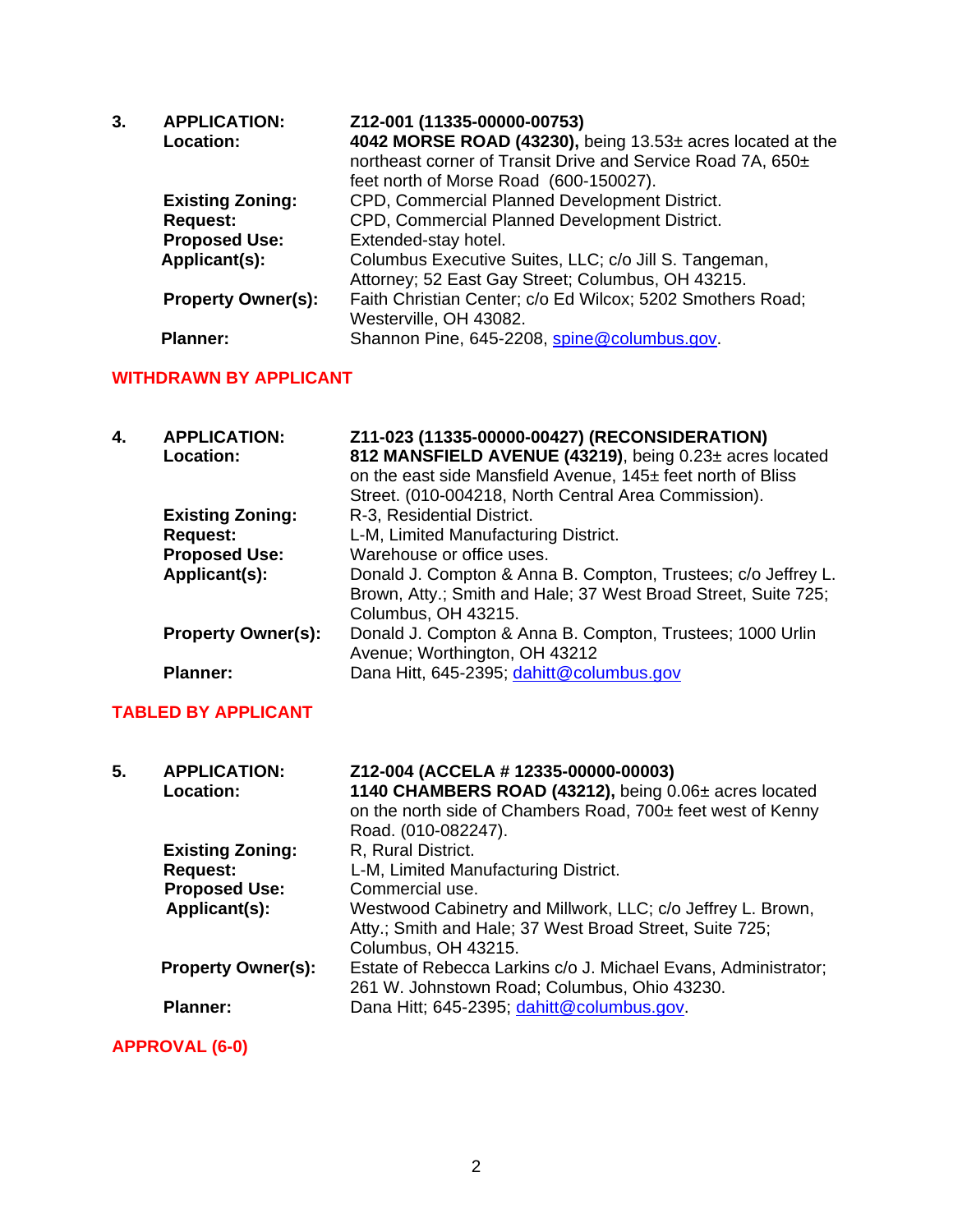**3. APPLICATION:** **Z12-001 (11335-00000-00753)**

**Location:** **4042 MORSE ROAD (43230),** being 13.53± acres located at the northeast corner of Transit Drive and Service Road 7A, 650± feet north of Morse Road (600-150027).

**Existing Zoning:** CPD, Commercial Planned Development District.

**Request:** CPD, Commercial Planned Development District.

**Proposed Use:** Extended-stay hotel.

**Applicant(s):** Columbus Executive Suites, LLC; c/o Jill S. Tangeman, Attorney; 52 East Gay Street; Columbus, OH 43215.

**Property Owner(s):** Faith Christian Center; c/o Ed Wilcox; 5202 Smothers Road; Westerville, OH 43082.

**Planner:** Shannon Pine, 645-2208, spine@columbus.gov.

**WITHDRAWN BY APPLICANT**

**4. APPLICATION:** **Z11-023 (11335-00000-00427) (RECONSIDERATION)**

**Location:** **812 MANSFIELD AVENUE (43219)**, being 0.23± acres located on the east side Mansfield Avenue, 145± feet north of Bliss Street. (010-004218, North Central Area Commission).

**Existing Zoning:** R-3, Residential District.

**Request:** L-M, Limited Manufacturing District.

**Proposed Use:** Warehouse or office uses.

**Applicant(s):** Donald J. Compton & Anna B. Compton, Trustees; c/o Jeffrey L. Brown, Atty.; Smith and Hale; 37 West Broad Street, Suite 725; Columbus, OH 43215.

**Property Owner(s):** Donald J. Compton & Anna B. Compton, Trustees; 1000 Urlin Avenue; Worthington, OH 43212

**Planner:** Dana Hitt, 645-2395; dahitt@columbus.gov

**TABLED BY APPLICANT**

**5. APPLICATION:** **Z12-004 (ACCELA # 12335-00000-00003)**

**Location:** **1140 CHAMBERS ROAD (43212),** being 0.06± acres located on the north side of Chambers Road, 700± feet west of Kenny Road. (010-082247).

**Existing Zoning:** R, Rural District.

**Request:** L-M, Limited Manufacturing District.

**Proposed Use:** Commercial use.

**Applicant(s):** Westwood Cabinetry and Millwork, LLC; c/o Jeffrey L. Brown, Atty.; Smith and Hale; 37 West Broad Street, Suite 725; Columbus, OH 43215.

**Property Owner(s):** Estate of Rebecca Larkins c/o J. Michael Evans, Administrator; 261 W. Johnstown Road; Columbus, Ohio 43230.

**Planner:** Dana Hitt; 645-2395; dahitt@columbus.gov.

**APPROVAL (6-0)**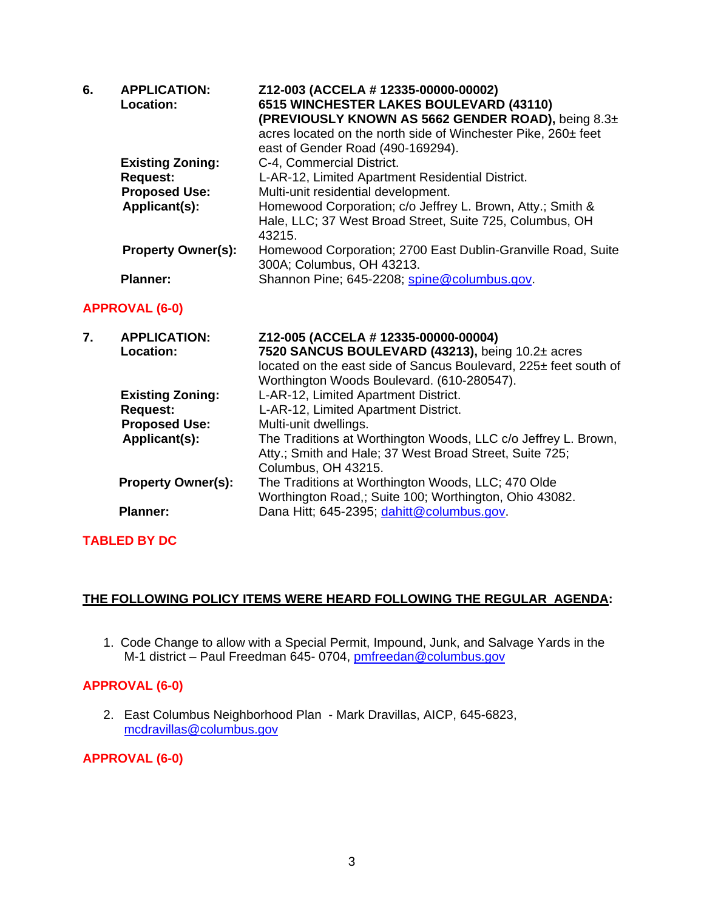**6.** **APPLICATION:** **Z12-003 (ACCELA # 12335-00000-00002)**

**Location:** **6515 WINCHESTER LAKES BOULEVARD (43110) (PREVIOUSLY KNOWN AS 5662 GENDER ROAD),** being 8.3± acres located on the north side of Winchester Pike, 260± feet east of Gender Road (490-169294).

**Existing Zoning:** C-4, Commercial District.

**Request:** L-AR-12, Limited Apartment Residential District.

**Proposed Use:** Multi-unit residential development.

**Applicant(s):** Homewood Corporation; c/o Jeffrey L. Brown, Atty.; Smith & Hale, LLC; 37 West Broad Street, Suite 725, Columbus, OH 43215.

**Property Owner(s):** Homewood Corporation; 2700 East Dublin-Granville Road, Suite 300A; Columbus, OH 43213.

**Planner:** Shannon Pine; 645-2208; spine@columbus.gov.

**APPROVAL (6-0)**

**7.** **APPLICATION:** **Z12-005 (ACCELA # 12335-00000-00004)**

**Location:** **7520 SANCUS BOULEVARD (43213),** being 10.2± acres located on the east side of Sancus Boulevard, 225± feet south of Worthington Woods Boulevard. (610-280547).

**Existing Zoning:** L-AR-12, Limited Apartment District.

**Request:** L-AR-12, Limited Apartment District.

**Proposed Use:** Multi-unit dwellings.

**Applicant(s):** The Traditions at Worthington Woods, LLC c/o Jeffrey L. Brown, Atty.; Smith and Hale; 37 West Broad Street, Suite 725; Columbus, OH 43215.

**Property Owner(s):** The Traditions at Worthington Woods, LLC; 470 Olde Worthington Road,; Suite 100; Worthington, Ohio 43082.

**Planner:** Dana Hitt; 645-2395; dahitt@columbus.gov.

**TABLED BY DC**

**THE FOLLOWING POLICY ITEMS WERE HEARD FOLLOWING THE REGULAR AGENDA:**

1. Code Change to allow with a Special Permit, Impound, Junk, and Salvage Yards in the M-1 district – Paul Freedman 645- 0704, pmfreedan@columbus.gov

**APPROVAL (6-0)**

2. East Columbus Neighborhood Plan - Mark Dravillas, AICP, 645-6823, mcdravillas@columbus.gov

**APPROVAL (6-0)**